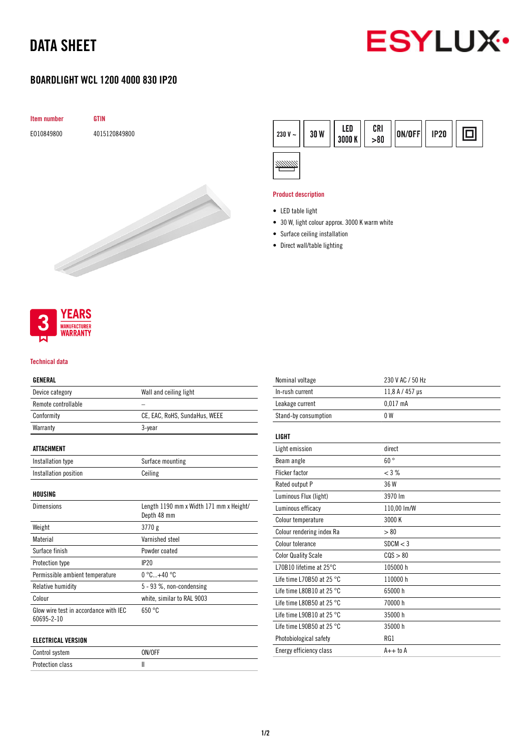# DATA SHEET

## BOARDLIGHT WCL 1200 4000 830 IP20

| Item number | GTIN |
|---|---|
| E010849800 | 4015120849800 |

230 V ~ | 30 W | LED 3000 K | CRI >80 | ON/OFF | IP20

### Product description

- LED table light
- 30 W, light colour approx. 3000 K warm white
- Surface ceiling installation
- Direct wall/table lighting

3 YEARS MANUFACTURER WARRANTY

### Technical data

| GENERAL | |
|---|---|
| Device category | Wall and ceiling light |
| Remote controllable | – |
| Conformity | CE, EAC, RoHS, SundaHus, WEEE |
| Warranty | 3-year |

| ATTACHMENT | |
|---|---|
| Installation type | Surface mounting |
| Installation position | Ceiling |

| HOUSING | |
|---|---|
| Dimensions | Length 1190 mm x Width 171 mm x Height/ Depth 48 mm |
| Weight | 3770 g |
| Material | Varnished steel |
| Surface finish | Powder coated |
| Protection type | IP20 |
| Permissible ambient temperature | 0 °C...+40 °C |
| Relative humidity | 5 - 93 %, non-condensing |
| Colour | white, similar to RAL 9003 |
| Glow wire test in accordance with IEC 60695-2-10 | 650 °C |

| ELECTRICAL VERSION | |
|---|---|
| Control system | ON/OFF |
| Protection class | II |
| Nominal voltage | 230 V AC / 50 Hz |
| In-rush current | 11,8 A / 457 µs |
| Leakage current | 0,017 mA |
| Stand-by consumption | 0 W |

| LIGHT | |
|---|---|
| Light emission | direct |
| Beam angle | 60 ° |
| Flicker factor | < 3 % |
| Rated output P | 36 W |
| Luminous Flux (light) | 3970 lm |
| Luminous efficacy | 110,00 lm/W |
| Colour temperature | 3000 K |
| Colour rendering index Ra | > 80 |
| Colour tolerance | SDCM < 3 |
| Color Quality Scale | CQS > 80 |
| L70B10 lifetime at 25°C | 105000 h |
| Life time L70B50 at 25 °C | 110000 h |
| Life time L80B10 at 25 °C | 65000 h |
| Life time L80B50 at 25 °C | 70000 h |
| Life time L90B10 at 25 °C | 35000 h |
| Life time L90B50 at 25 °C | 35000 h |
| Photobiological safety | RG1 |
| Energy efficiency class | A++ to A |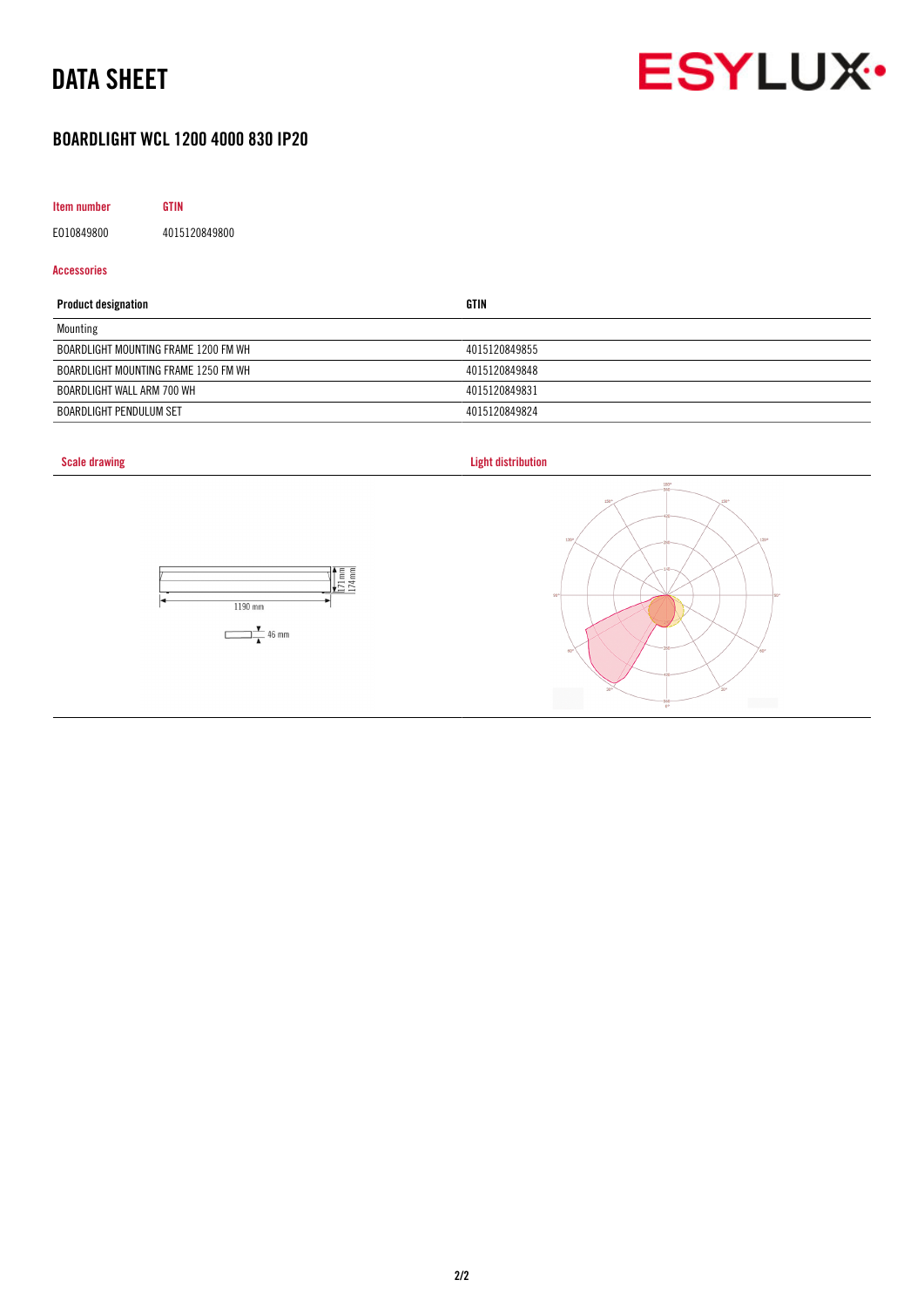# DATA SHEET

## BOARDLIGHT WCL 1200 4000 830 IP20

| Item number | GTIN |
|---|---|
| E010849800 | 4015120849800 |

### Accessories

| Product designation | GTIN |
|---|---|
| Mounting | |
| BOARDLIGHT MOUNTING FRAME 1200 FM WH | 4015120849855 |
| BOARDLIGHT MOUNTING FRAME 1250 FM WH | 4015120849848 |
| BOARDLIGHT WALL ARM 700 WH | 4015120849831 |
| BOARDLIGHT PENDULUM SET | 4015120849824 |

### Scale drawing

171 mm
174 mm
1190 mm
46 mm

### Light distribution